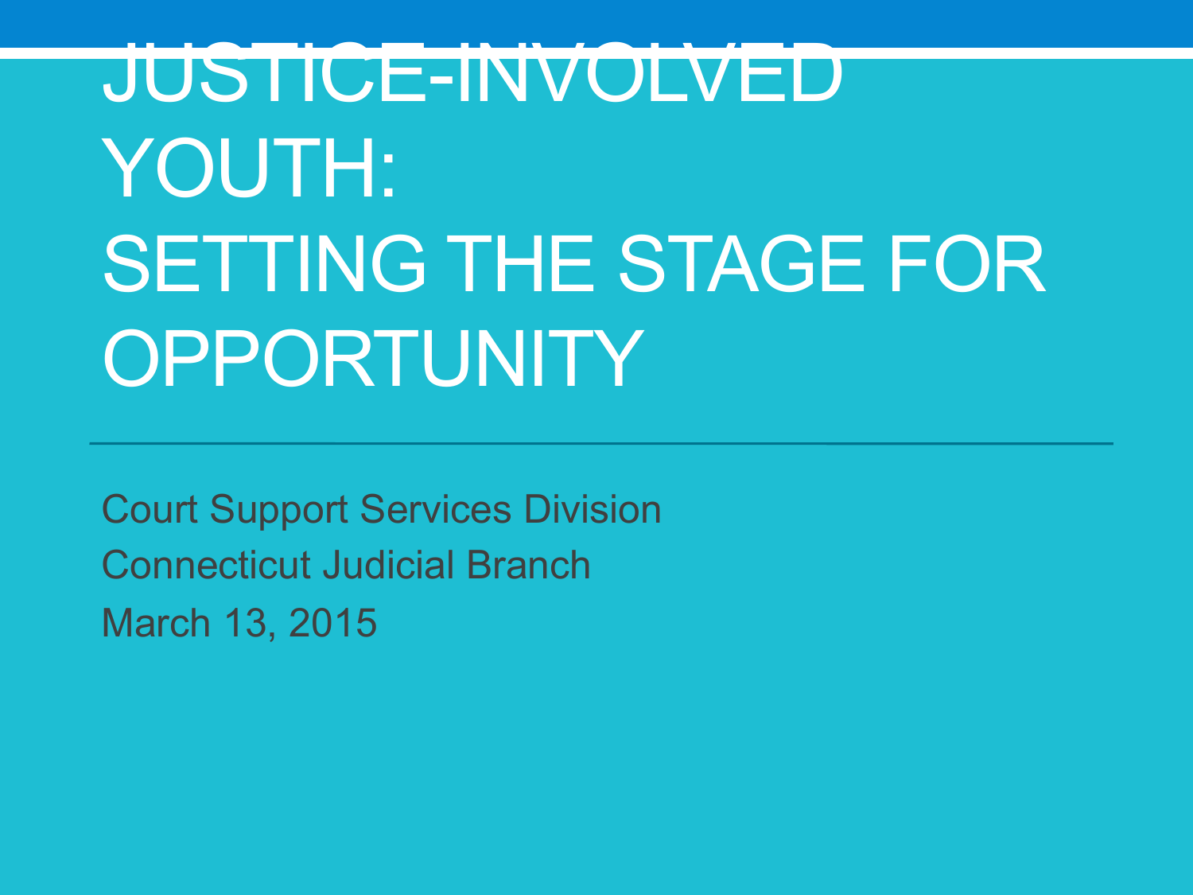# JUSTICE-INVOLVED YOUTH: SETTING THE STAGE FOR OPPORTUNITY

Court Support Services Division

Connecticut Judicial Branch

March 13, 2015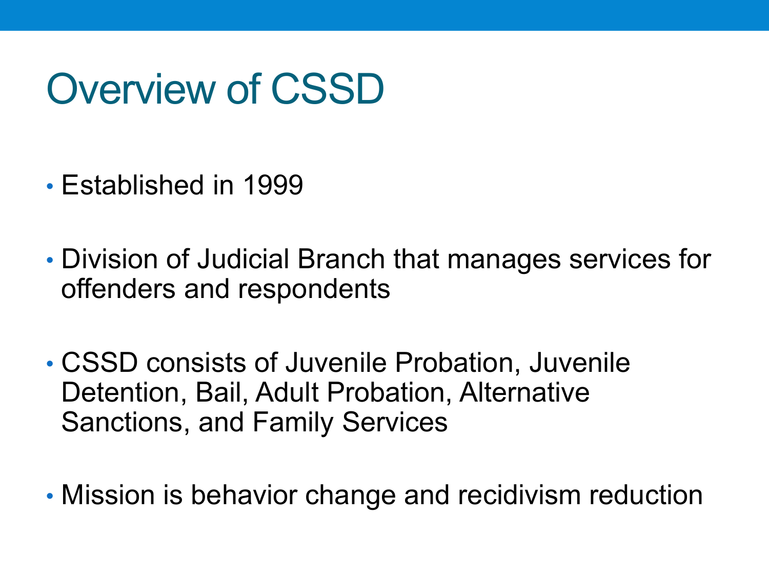# Overview of CSSD

- Established in 1999
- Division of Judicial Branch that manages services for offenders and respondents
- CSSD consists of Juvenile Probation, Juvenile Detention, Bail, Adult Probation, Alternative Sanctions, and Family Services
- Mission is behavior change and recidivism reduction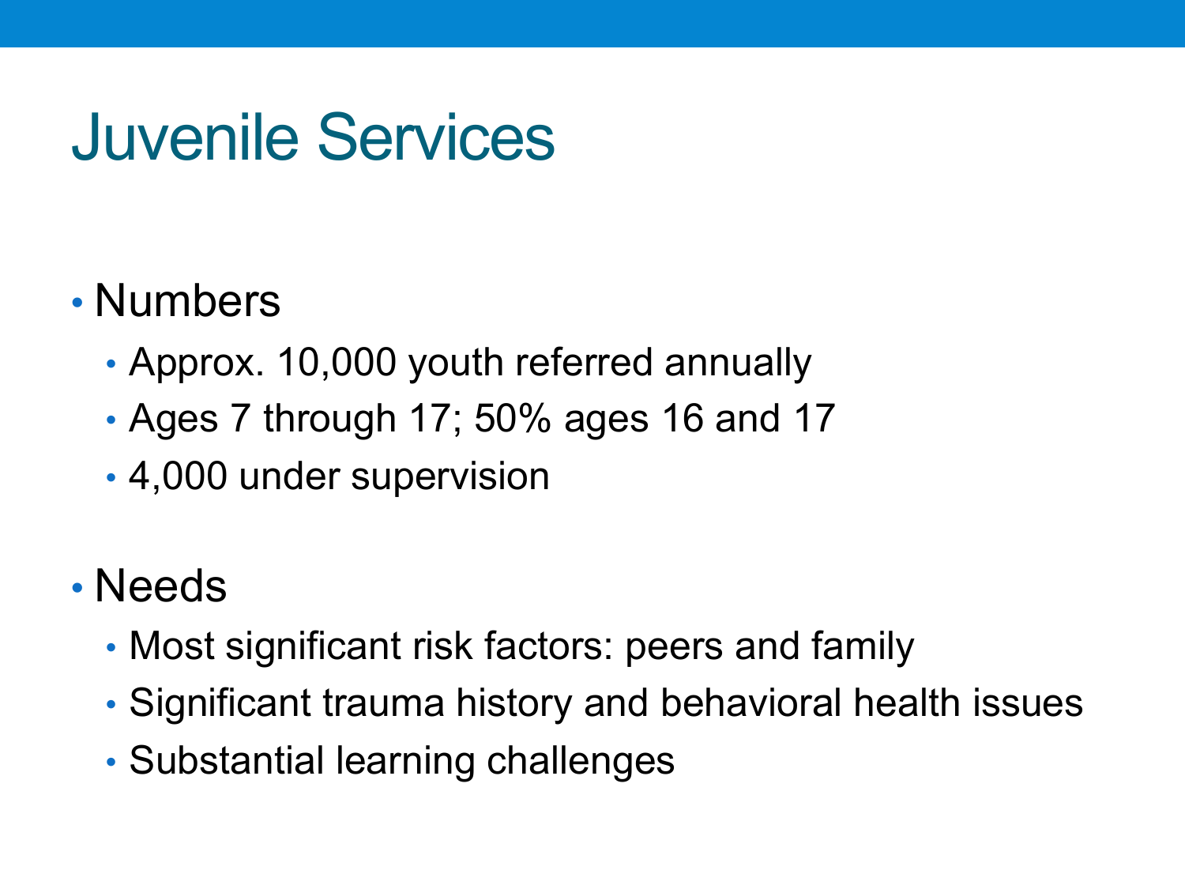# Juvenile Services

- Numbers
  - Approx. 10,000 youth referred annually
  - Ages 7 through 17; 50% ages 16 and 17
  - 4,000 under supervision
- Needs
  - Most significant risk factors: peers and family
  - Significant trauma history and behavioral health issues
  - Substantial learning challenges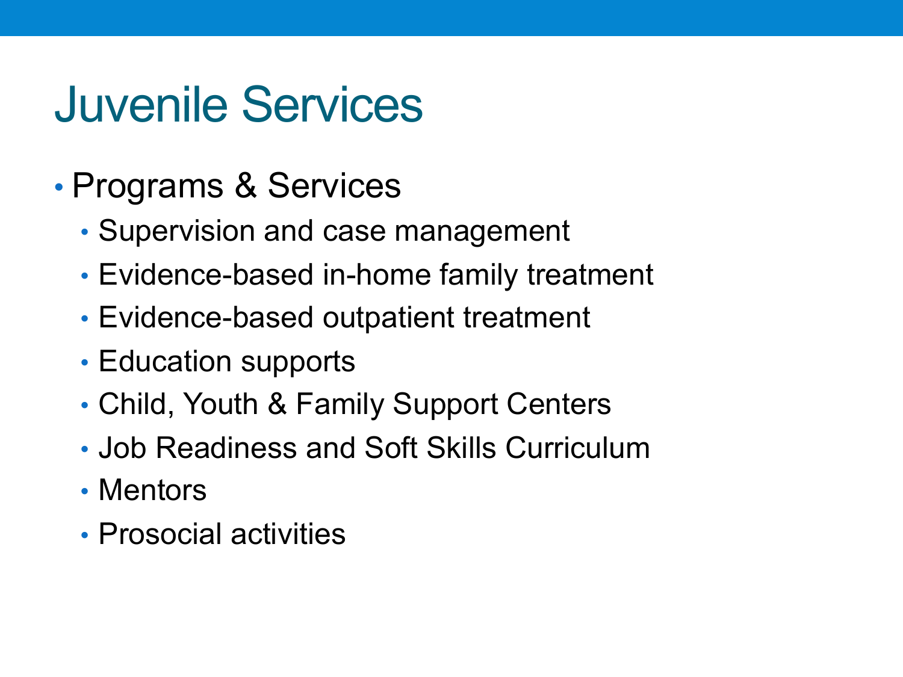# Juvenile Services

- Programs & Services
  - Supervision and case management
  - Evidence-based in-home family treatment
  - Evidence-based outpatient treatment
  - Education supports
  - Child, Youth & Family Support Centers
  - Job Readiness and Soft Skills Curriculum
  - Mentors
  - Prosocial activities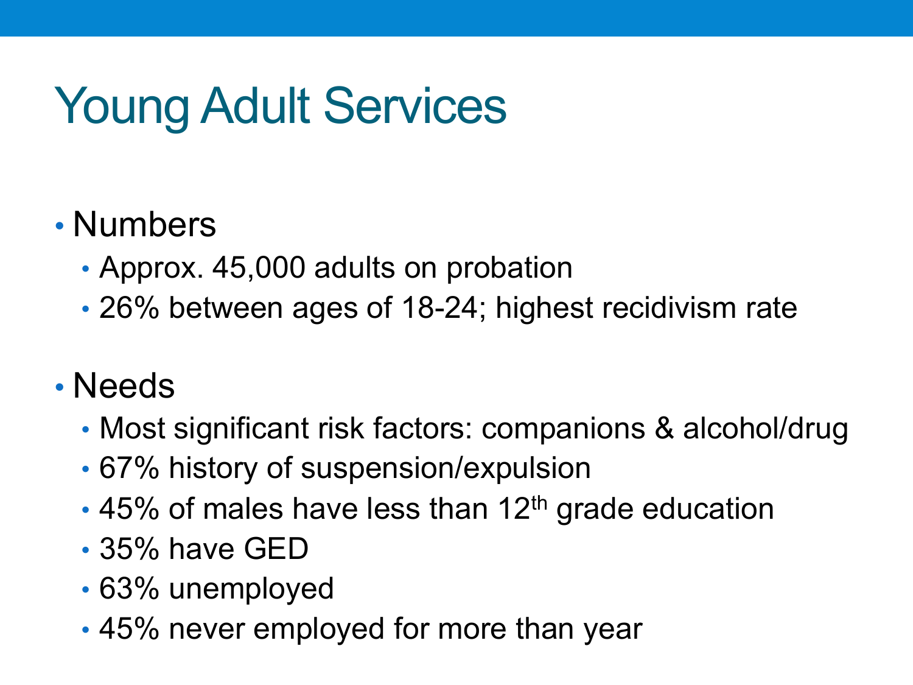# Young Adult Services

- Numbers
  - Approx. 45,000 adults on probation
  - 26% between ages of 18-24; highest recidivism rate
- Needs
  - Most significant risk factors: companions & alcohol/drug
  - 67% history of suspension/expulsion
  - 45% of males have less than 12th grade education
  - 35% have GED
  - 63% unemployed
  - 45% never employed for more than year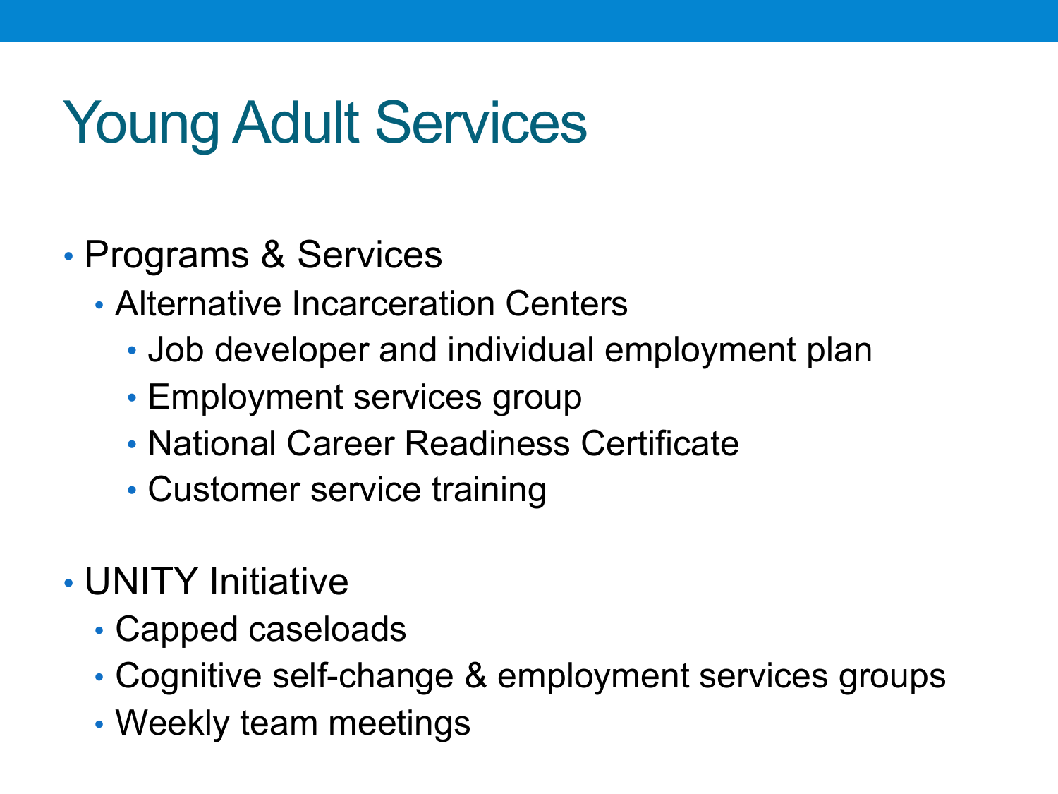# Young Adult Services

- Programs & Services
  - Alternative Incarceration Centers
    - Job developer and individual employment plan
    - Employment services group
    - National Career Readiness Certificate
    - Customer service training
- UNITY Initiative
  - Capped caseloads
  - Cognitive self-change & employment services groups
  - Weekly team meetings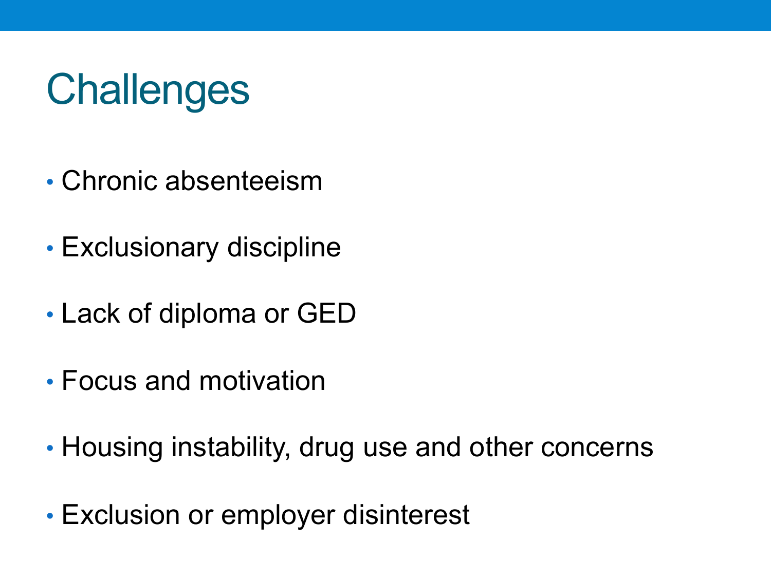# Challenges

- Chronic absenteeism
- Exclusionary discipline
- Lack of diploma or GED
- Focus and motivation
- Housing instability, drug use and other concerns
- Exclusion or employer disinterest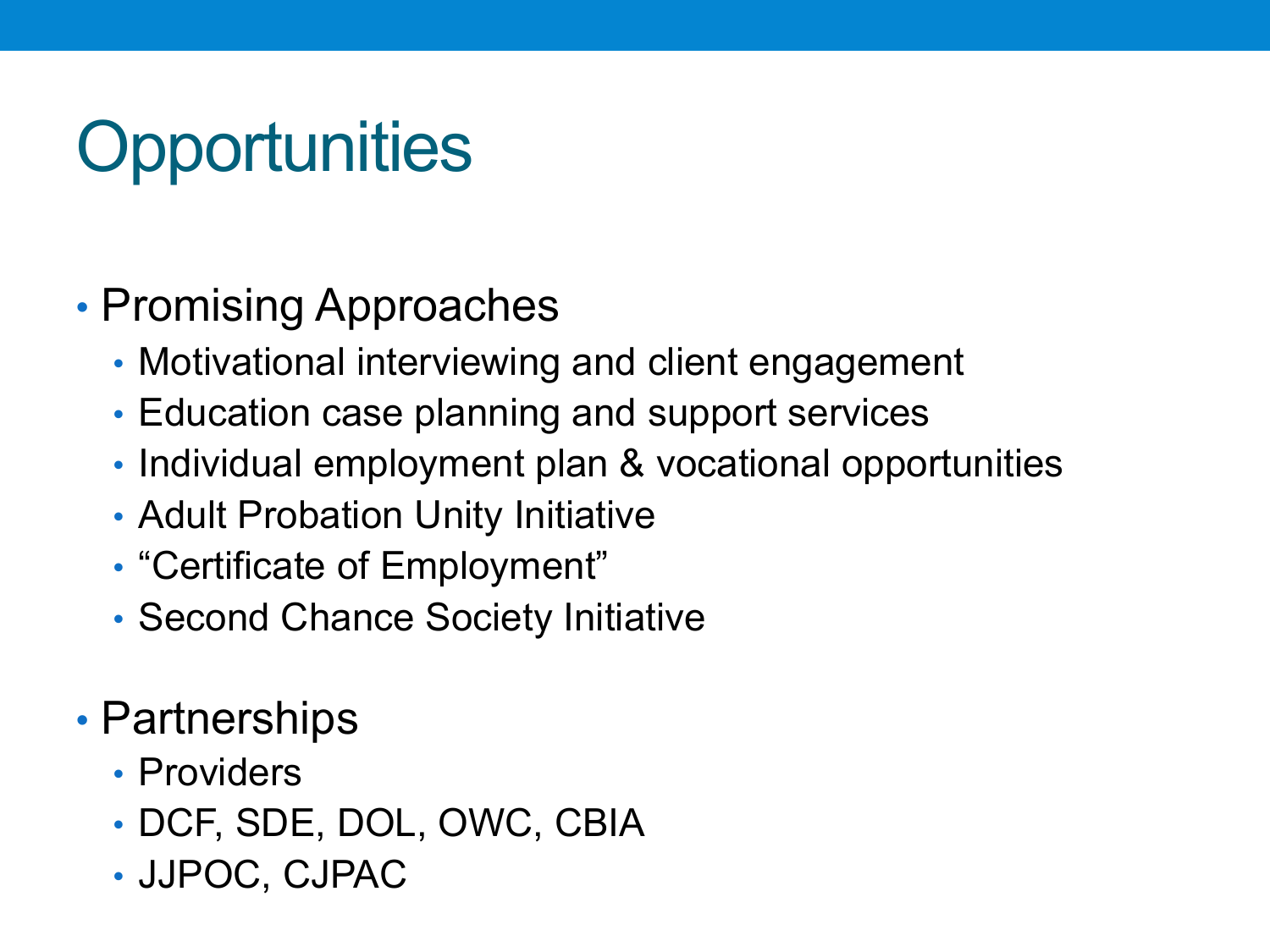# Opportunities

- Promising Approaches
  - Motivational interviewing and client engagement
  - Education case planning and support services
  - Individual employment plan & vocational opportunities
  - Adult Probation Unity Initiative
  - "Certificate of Employment"
  - Second Chance Society Initiative
- Partnerships
  - Providers
  - DCF, SDE, DOL, OWC, CBIA
  - JJPOC, CJPAC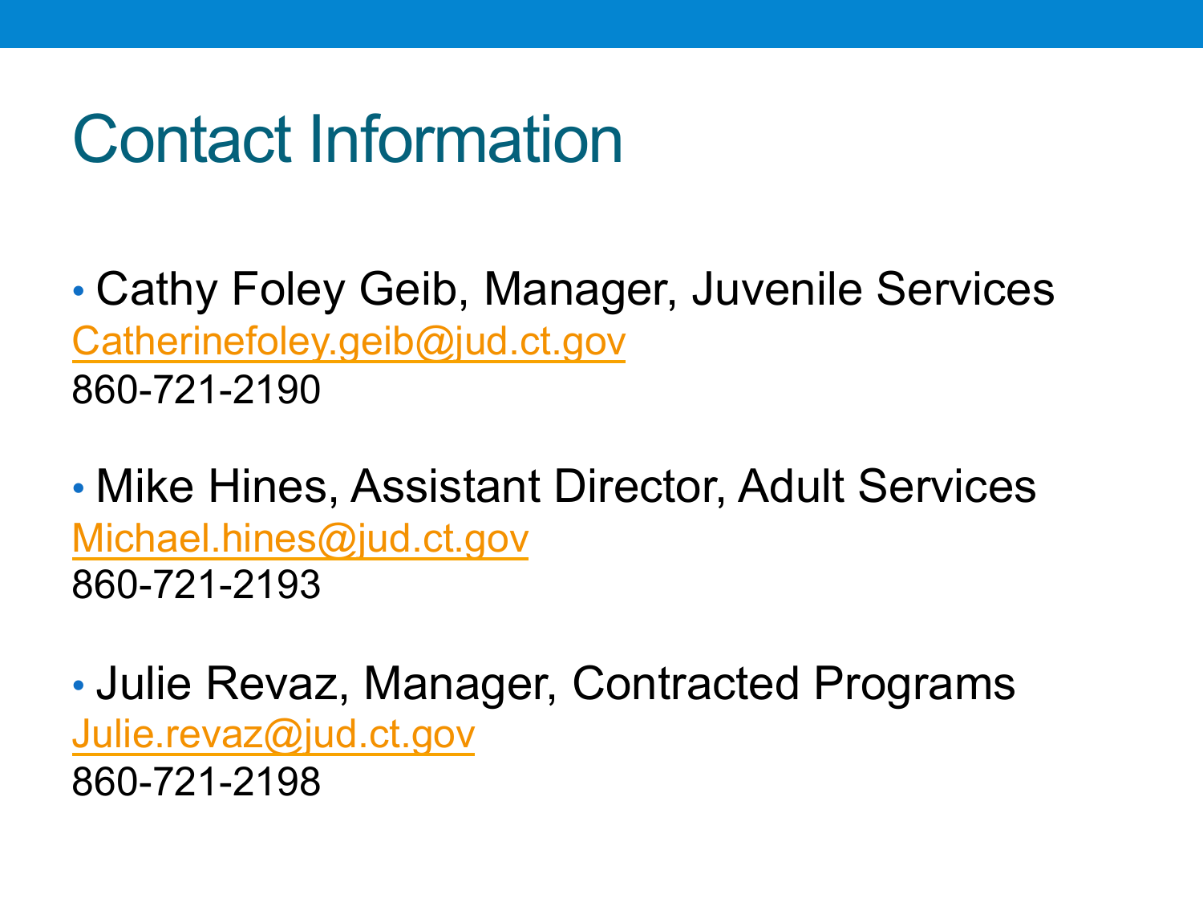# Contact Information

- Cathy Foley Geib, Manager, Juvenile Services
  Catherinefoley.geib@jud.ct.gov
  860-721-2190

- Mike Hines, Assistant Director, Adult Services
  Michael.hines@jud.ct.gov
  860-721-2193

- Julie Revaz, Manager, Contracted Programs
  Julie.revaz@jud.ct.gov
  860-721-2198